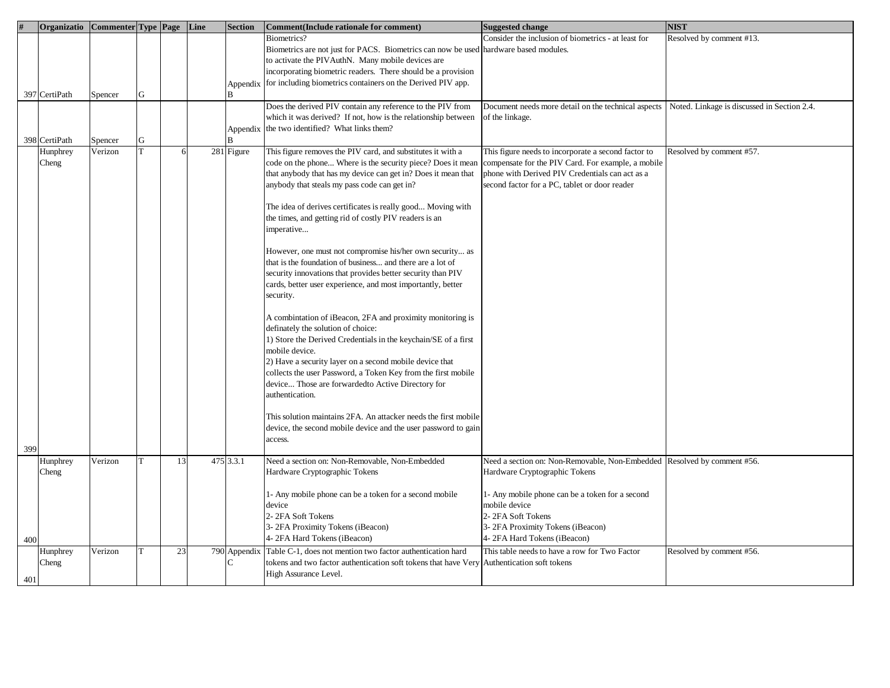| # | Organizatio | Commenter | Type | Page | Line | Section | Comment(Include rationale for comment) | Suggested change | NIST |
|---|---|---|---|---|---|---|---|---|---|
| 397 | CertiPath | Spencer | G | | | Appendix B | Biometrics?<br>Biometrics are not just for PACS. Biometrics can now be used to activate the PIVAuthN. Many mobile devices are incorporating biometric readers. There should be a provision for including biometrics containers on the Derived PIV app. | Consider the inclusion of biometrics - at least for hardware based modules. | Resolved by comment #13. |
| 398 | CertiPath | Spencer | G | | | Appendix B | Does the derived PIV contain any reference to the PIV from which it was derived? If not, how is the relationship between the two identified? What links them? | Document needs more detail on the technical aspects of the linkage. | Noted. Linkage is discussed in Section 2.4. |
| 399 | Hunphrey Cheng | Verizon | T | 6 | 281 | Figure | This figure removes the PIV card, and substitutes it with a code on the phone... Where is the security piece? Does it mean that anybody that has my device can get in? Does it mean that anybody that steals my pass code can get in?<br><br>The idea of derives certificates is really good... Moving with the times, and getting rid of costly PIV readers is an imperative...<br><br>However, one must not compromise his/her own security... as that is the foundation of business... and there are a lot of security innovations that provides better security than PIV cards, better user experience, and most importantly, better security.<br><br>A combintation of iBeacon, 2FA and proximity monitoring is definately the solution of choice:<br>1) Store the Derived Credentials in the keychain/SE of a first mobile device.<br>2) Have a security layer on a second mobile device that collects the user Password, a Token Key from the first mobile device... Those are forwardedto Active Directory for authentication.<br><br>This solution maintains 2FA. An attacker needs the first mobile device, the second mobile device and the user password to gain access. | This figure needs to incorporate a second factor to compensate for the PIV Card. For example, a mobile phone with Derived PIV Credentials can act as a second factor for a PC, tablet or door reader | Resolved by comment #57. |
| 400 | Hunphrey Cheng | Verizon | T | 13 | 475 | 3.3.1 | Need a section on: Non-Removable, Non-Embedded Hardware Cryptographic Tokens<br><br>1- Any mobile phone can be a token for a second mobile device<br>2- 2FA Soft Tokens<br>3- 2FA Proximity Tokens (iBeacon)<br>4- 2FA Hard Tokens (iBeacon) | Need a section on: Non-Removable, Non-Embedded Hardware Cryptographic Tokens<br><br>1- Any mobile phone can be a token for a second mobile device<br>2- 2FA Soft Tokens<br>3- 2FA Proximity Tokens (iBeacon)<br>4- 2FA Hard Tokens (iBeacon) | Resolved by comment #56. |
| 401 | Hunphrey Cheng | Verizon | T | 23 | 790 | Appendix C | Table C-1, does not mention two factor authentication hard tokens and two factor authentication soft tokens that have Very High Assurance Level. | This table needs to have a row for Two Factor Authentication soft tokens | Resolved by comment #56. |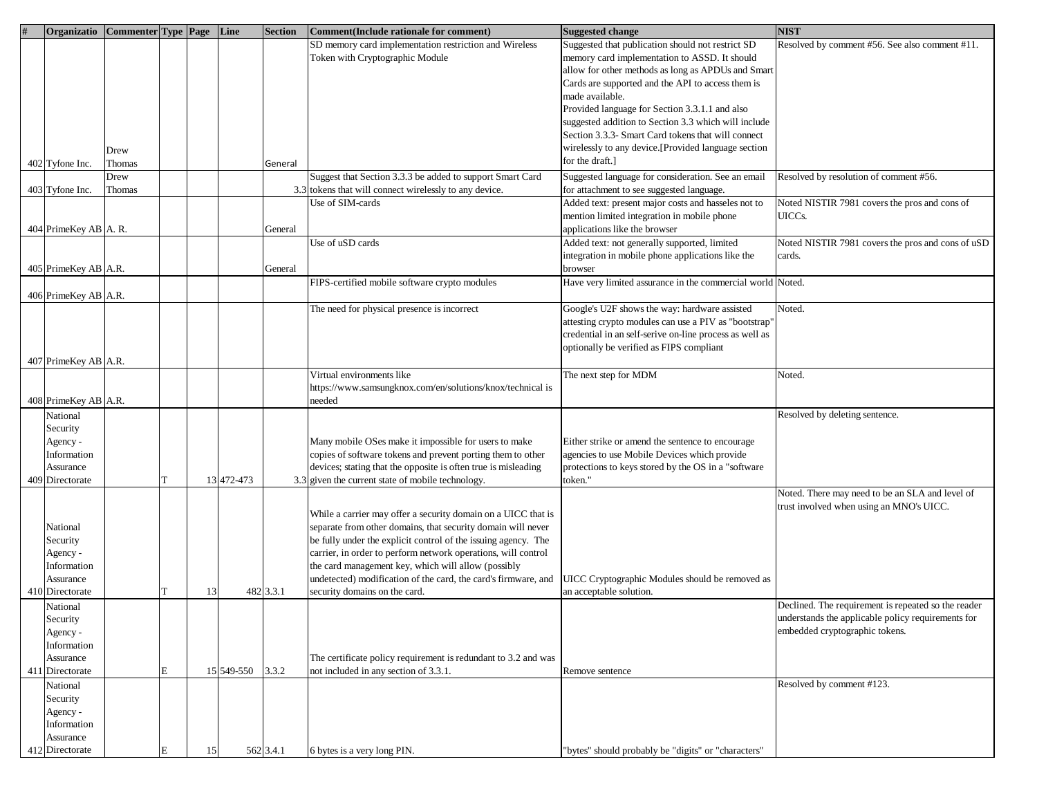| # | Organizatio | Commenter | Type | Page | Line | Section | Comment(Include rationale for comment) | Suggested change | NIST |
|---|---|---|---|---|---|---|---|---|---|
| 402 | Tyfone Inc. | Drew Thomas | | | | General | SD memory card implementation restriction and Wireless Token with Cryptographic Module | Suggested that publication should not restrict SD memory card implementation to ASSD. It should allow for other methods as long as APDUs and Smart Cards are supported and the API to access them is made available.<br>Provided language for Section 3.3.1.1 and also suggested addition to Section 3.3 which will include Section 3.3.3- Smart Card tokens that will connect wirelessly to any device.[Provided language section for the draft.] | Resolved by comment #56. See also comment #11. |
| 403 | Tyfone Inc. | Drew Thomas | | | | 3.3 | Suggest that Section 3.3.3 be added to support Smart Card tokens that will connect wirelessly to any device. | Suggested language for consideration. See an email for attachment to see suggested language. | Resolved by resolution of comment #56. |
| 404 | PrimeKey AB | A. R. | | | | General | Use of SIM-cards | Added text: present major costs and hasseles not to mention limited integration in mobile phone applications like the browser | Noted NISTIR 7981 covers the pros and cons of UICCs. |
| 405 | PrimeKey AB | A.R. | | | | General | Use of uSD cards | Added text: not generally supported, limited integration in mobile phone applications like the browser | Noted NISTIR 7981 covers the pros and cons of uSD cards. |
| 406 | PrimeKey AB | A.R. | | | | | FIPS-certified mobile software crypto modules | Have very limited assurance in the commercial world | Noted. |
| 407 | PrimeKey AB | A.R. | | | | | The need for physical presence is incorrect | Google's U2F shows the way: hardware assisted attesting crypto modules can use a PIV as "bootstrap" credential in an self-serive on-line process as well as optionally be verified as FIPS compliant | Noted. |
| 408 | PrimeKey AB | A.R. | | | | | Virtual environments like https://www.samsungknox.com/en/solutions/knox/technical is needed | The next step for MDM | Noted. |
| 409 | National Security Agency - Information Assurance Directorate | | T | 13 | 472-473 | 3.3 | Many mobile OSes make it impossible for users to make copies of software tokens and prevent porting them to other devices; stating that the opposite is often true is misleading given the current state of mobile technology. | Either strike or amend the sentence to encourage agencies to use Mobile Devices which provide protections to keys stored by the OS in a "software token." | Resolved by deleting sentence. |
| 410 | National Security Agency - Information Assurance Directorate | | T | 13 | 482 | 3.3.1 | While a carrier may offer a security domain on a UICC that is separate from other domains, that security domain will never be fully under the explicit control of the issuing agency. The carrier, in order to perform network operations, will control the card management key, which will allow (possibly undetected) modification of the card, the card's firmware, and security domains on the card. | UICC Cryptographic Modules should be removed as an acceptable solution. | Noted. There may need to be an SLA and level of trust involved when using an MNO's UICC. |
| 411 | National Security Agency - Information Assurance Directorate | | E | 15 | 549-550 | 3.3.2 | The certificate policy requirement is redundant to 3.2 and was not included in any section of 3.3.1. | Remove sentence | Declined. The requirement is repeated so the reader understands the applicable policy requirements for embedded cryptographic tokens. |
| 412 | National Security Agency - Information Assurance Directorate | | E | 15 | 562 | 3.4.1 | 6 bytes is a very long PIN. | "bytes" should probably be "digits" or "characters" | Resolved by comment #123. |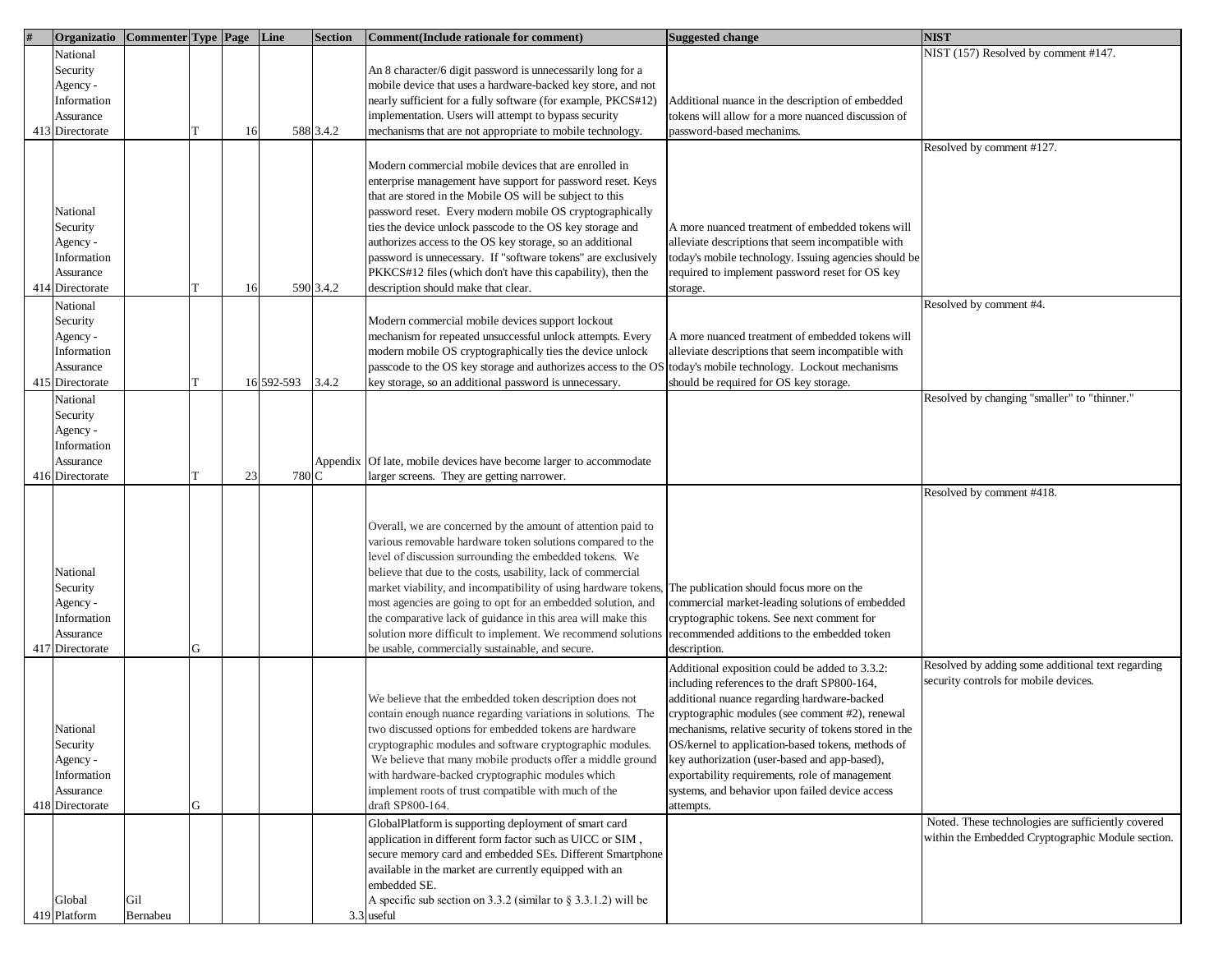| # | Organizatio | Commenter | Type | Page | Line | Section | Comment(Include rationale for comment) | Suggested change | NIST |
|---|---|---|---|---|---|---|---|---|---|
| 413 | National Security Agency - Information Assurance Directorate | | T | 16 | 588 | 3.4.2 | An 8 character/6 digit password is unnecessarily long for a mobile device that uses a hardware-backed key store, and not nearly sufficient for a fully software (for example, PKCS#12) implementation. Users will attempt to bypass security mechanisms that are not appropriate to mobile technology. | Additional nuance in the description of embedded tokens will allow for a more nuanced discussion of password-based mechanims. | NIST (157) Resolved by comment #147. |
| 414 | National Security Agency - Information Assurance Directorate | | T | 16 | 590 | 3.4.2 | Modern commercial mobile devices that are enrolled in enterprise management have support for password reset. Keys that are stored in the Mobile OS will be subject to this password reset. Every modern mobile OS cryptographically ties the device unlock passcode to the OS key storage and authorizes access to the OS key storage, so an additional password is unnecessary. If "software tokens" are exclusively PKKCS#12 files (which don't have this capability), then the description should make that clear. | A more nuanced treatment of embedded tokens will alleviate descriptions that seem incompatible with today's mobile technology. Issuing agencies should be required to implement password reset for OS key storage. | Resolved by comment #127. |
| 415 | National Security Agency - Information Assurance Directorate | | T | 16 | 592-593 | 3.4.2 | Modern commercial mobile devices support lockout mechanism for repeated unsuccessful unlock attempts. Every modern mobile OS cryptographically ties the device unlock passcode to the OS key storage and authorizes access to the OS key storage, so an additional password is unnecessary. | A more nuanced treatment of embedded tokens will alleviate descriptions that seem incompatible with today's mobile technology. Lockout mechanisms should be required for OS key storage. | Resolved by comment #4. |
| 416 | National Security Agency - Information Assurance Directorate | | T | 23 | 780 | Appendix C | Of late, mobile devices have become larger to accommodate larger screens. They are getting narrower. | | Resolved by changing "smaller" to "thinner." |
| 417 | National Security Agency - Information Assurance Directorate | | G | | | | Overall, we are concerned by the amount of attention paid to various removable hardware token solutions compared to the level of discussion surrounding the embedded tokens. We believe that due to the costs, usability, lack of commercial market viability, and incompatibility of using hardware tokens, most agencies are going to opt for an embedded solution, and the comparative lack of guidance in this area will make this solution more difficult to implement. We recommend solutions be usable, commercially sustainable, and secure. | The publication should focus more on the commercial market-leading solutions of embedded cryptographic tokens. See next comment for recommended additions to the embedded token description. | Resolved by comment #418. |
| 418 | National Security Agency - Information Assurance Directorate | | G | | | | We believe that the embedded token description does not contain enough nuance regarding variations in solutions. The two discussed options for embedded tokens are hardware cryptographic modules and software cryptographic modules. We believe that many mobile products offer a middle ground with hardware-backed cryptographic modules which implement roots of trust compatible with much of the draft SP800-164. | Additional exposition could be added to 3.3.2: including references to the draft SP800-164, additional nuance regarding hardware-backed cryptographic modules (see comment #2), renewal mechanisms, relative security of tokens stored in the OS/kernel to application-based tokens, methods of key authorization (user-based and app-based), exportability requirements, role of management systems, and behavior upon failed device access attempts. | Resolved by adding some additional text regarding security controls for mobile devices. |
| 419 | Global Platform | Gil Bernabeu | | | | 3.3 | GlobalPlatform is supporting deployment of smart card application in different form factor such as UICC or SIM , secure memory card and embedded SEs. Different Smartphone available in the market are currently equipped with an embedded SE. A specific sub section on 3.3.2 (similar to § 3.3.1.2) will be useful | | Noted. These technologies are sufficiently covered within the Embedded Cryptographic Module section. |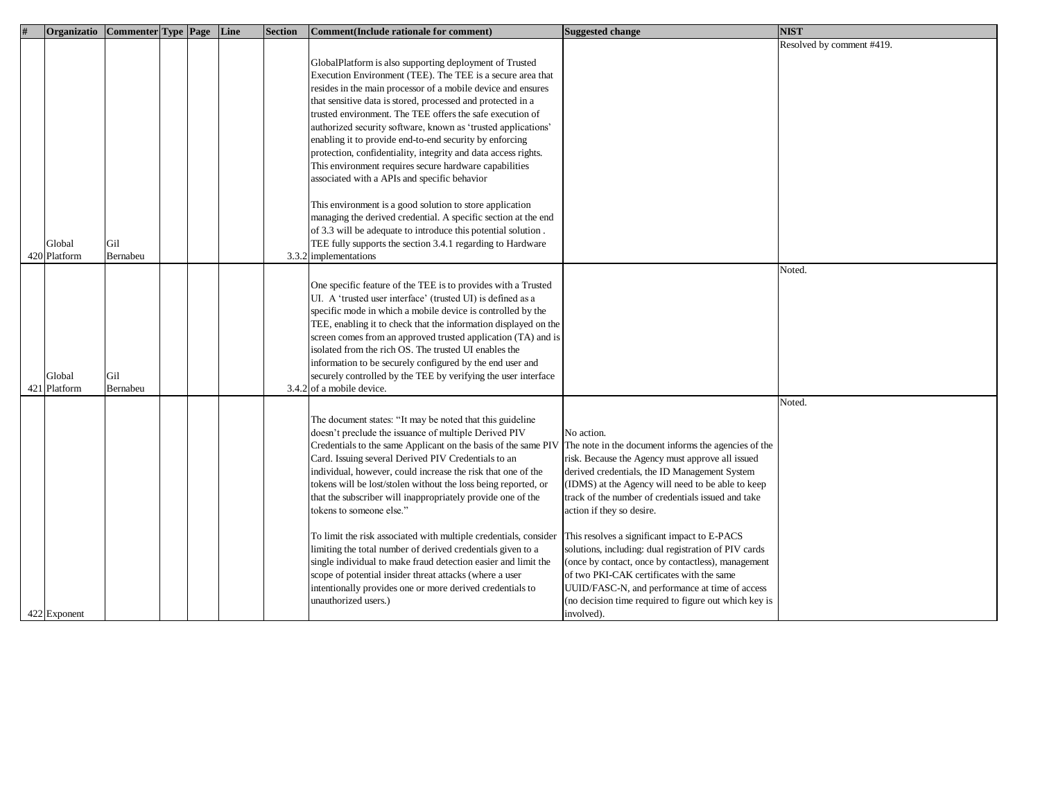| # | Organizatio | Commenter | Type | Page | Line | Section | Comment(Include rationale for comment) | Suggested change | NIST |
|---|---|---|---|---|---|---|---|---|---|
| 420 | Global Platform | Gil Bernabeu | | | | 3.3.2 | GlobalPlatform is also supporting deployment of Trusted Execution Environment (TEE). The TEE is a secure area that resides in the main processor of a mobile device and ensures that sensitive data is stored, processed and protected in a trusted environment. The TEE offers the safe execution of authorized security software, known as 'trusted applications' enabling it to provide end-to-end security by enforcing protection, confidentiality, integrity and data access rights. This environment requires secure hardware capabilities associated with a APIs and specific behavior<br><br>This environment is a good solution to store application managing the derived credential. A specific section at the end of 3.3 will be adequate to introduce this potential solution . TEE fully supports the section 3.4.1 regarding to Hardware implementations | | Resolved by comment #419. |
| 421 | Global Platform | Gil Bernabeu | | | | 3.4.2 | One specific feature of the TEE is to provides with a Trusted UI. A 'trusted user interface' (trusted UI) is defined as a specific mode in which a mobile device is controlled by the TEE, enabling it to check that the information displayed on the screen comes from an approved trusted application (TA) and is isolated from the rich OS. The trusted UI enables the information to be securely configured by the end user and securely controlled by the TEE by verifying the user interface of a mobile device. | | Noted. |
| 422 | Exponent | | | | | | The document states: "It may be noted that this guideline doesn't preclude the issuance of multiple Derived PIV Credentials to the same Applicant on the basis of the same PIV Card. Issuing several Derived PIV Credentials to an individual, however, could increase the risk that one of the tokens will be lost/stolen without the loss being reported, or that the subscriber will inappropriately provide one of the tokens to someone else."<br><br>To limit the risk associated with multiple credentials, consider limiting the total number of derived credentials given to a single individual to make fraud detection easier and limit the scope of potential insider threat attacks (where a user intentionally provides one or more derived credentials to unauthorized users.) | No action.<br>The note in the document informs the agencies of the risk. Because the Agency must approve all issued derived credentials, the ID Management System (IDMS) at the Agency will need to be able to keep track of the number of credentials issued and take action if they so desire.<br><br>This resolves a significant impact to E-PACS solutions, including: dual registration of PIV cards (once by contact, once by contactless), management of two PKI-CAK certificates with the same UUID/FASC-N, and performance at time of access (no decision time required to figure out which key is involved). | Noted. |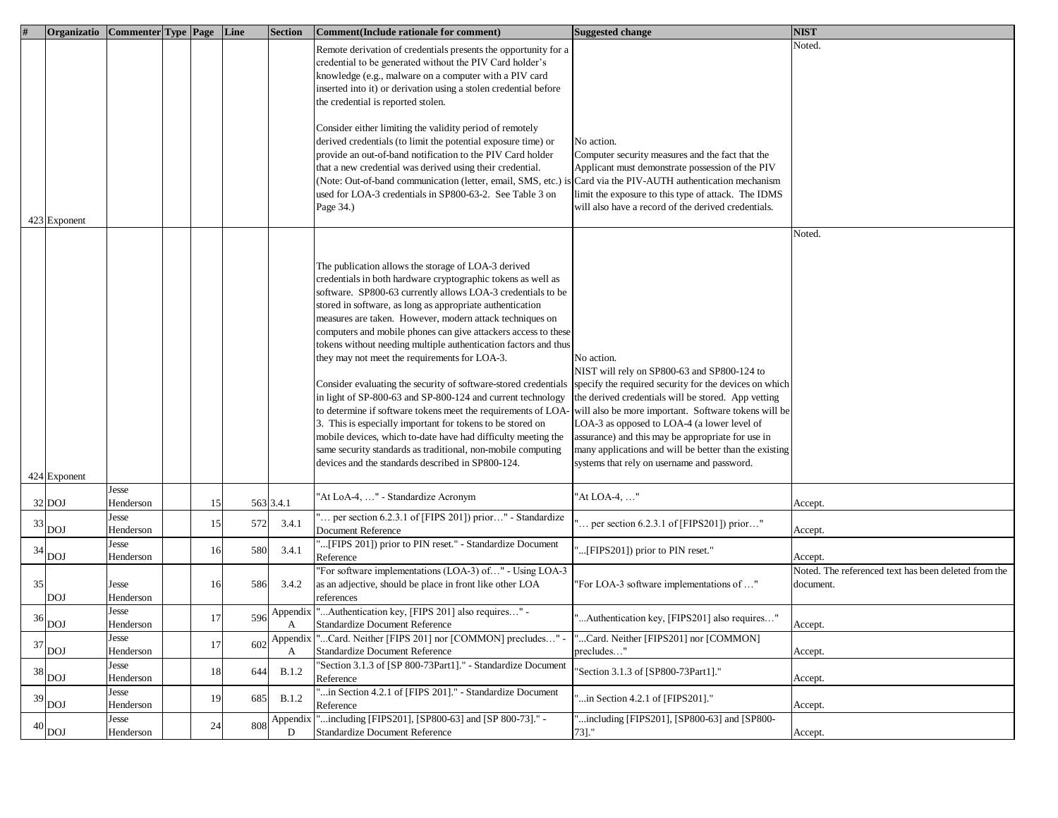| # | Organizatio | Commenter | Type | Page | Line | Section | Comment(Include rationale for comment) | Suggested change | NIST |
|---|---|---|---|---|---|---|---|---|---|
| 423 | Exponent | | | | | | Remote derivation of credentials presents the opportunity for a credential to be generated without the PIV Card holder's knowledge (e.g., malware on a computer with a PIV card inserted into it) or derivation using a stolen credential before the credential is reported stolen.<br><br>Consider either limiting the validity period of remotely derived credentials (to limit the potential exposure time) or provide an out-of-band notification to the PIV Card holder that a new credential was derived using their credential. (Note: Out-of-band communication (letter, email, SMS, etc.) is used for LOA-3 credentials in SP800-63-2. See Table 3 on Page 34.) | No action.<br>Computer security measures and the fact that the Applicant must demonstrate possession of the PIV Card via the PIV-AUTH authentication mechanism limit the exposure to this type of attack. The IDMS will also have a record of the derived credentials. | Noted. |
| 424 | Exponent | | | | | | The publication allows the storage of LOA-3 derived credentials in both hardware cryptographic tokens as well as software. SP800-63 currently allows LOA-3 credentials to be stored in software, as long as appropriate authentication measures are taken. However, modern attack techniques on computers and mobile phones can give attackers access to these tokens without needing multiple authentication factors and thus they may not meet the requirements for LOA-3.<br><br>Consider evaluating the security of software-stored credentials in light of SP-800-63 and SP-800-124 and current technology to determine if software tokens meet the requirements of LOA-3. This is especially important for tokens to be stored on mobile devices, which to-date have had difficulty meeting the same security standards as traditional, non-mobile computing devices and the standards described in SP800-124. | No action.<br>NIST will rely on SP800-63 and SP800-124 to specify the required security for the devices on which the derived credentials will be stored. App vetting will also be more important. Software tokens will be LOA-3 as opposed to LOA-4 (a lower level of assurance) and this may be appropriate for use in many applications and will be better than the existing systems that rely on username and password. | Noted. |
| 32 | DOJ | Jesse Henderson | | 15 | 563 | 3.4.1 | "At LoA-4, …" - Standardize Acronym | "At LOA-4, …" | Accept. |
| 33 | DOJ | Jesse Henderson | | 15 | 572 | 3.4.1 | "… per section 6.2.3.1 of [FIPS 201]) prior…" - Standardize Document Reference | "… per section 6.2.3.1 of [FIPS201]) prior…" | Accept. |
| 34 | DOJ | Jesse Henderson | | 16 | 580 | 3.4.1 | "...[FIPS 201]) prior to PIN reset." - Standardize Document Reference | "...[FIPS201]) prior to PIN reset." | Accept. |
| 35 | DOJ | Jesse Henderson | | 16 | 586 | 3.4.2 | "For software implementations (LOA-3) of…" - Using LOA-3 as an adjective, should be place in front like other LOA references | "For LOA-3 software implementations of …" | Noted. The referenced text has been deleted from the document. |
| 36 | DOJ | Jesse Henderson | | 17 | 596 | Appendix A | "...Authentication key, [FIPS 201] also requires…" - Standardize Document Reference | "...Authentication key, [FIPS201] also requires…" | Accept. |
| 37 | DOJ | Jesse Henderson | | 17 | 602 | Appendix A | "...Card. Neither [FIPS 201] nor [COMMON] precludes…" - Standardize Document Reference | "...Card. Neither [FIPS201] nor [COMMON] precludes…" | Accept. |
| 38 | DOJ | Jesse Henderson | | 18 | 644 | B.1.2 | "Section 3.1.3 of [SP 800-73Part1]." - Standardize Document Reference | "Section 3.1.3 of [SP800-73Part1]." | Accept. |
| 39 | DOJ | Jesse Henderson | | 19 | 685 | B.1.2 | "...in Section 4.2.1 of [FIPS 201]." - Standardize Document Reference | "...in Section 4.2.1 of [FIPS201]." | Accept. |
| 40 | DOJ | Jesse Henderson | | 24 | 808 | Appendix D | "...including [FIPS201], [SP800-63] and [SP 800-73]." - Standardize Document Reference | "...including [FIPS201], [SP800-63] and [SP800-73]." | Accept. |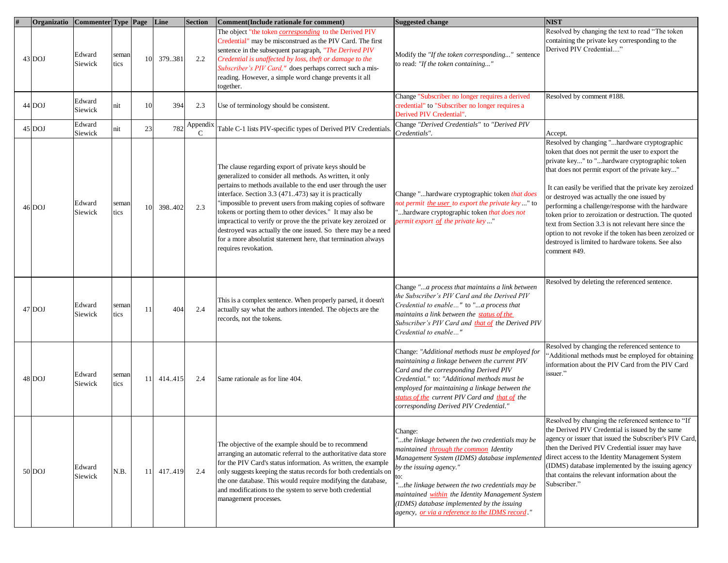| # | Organizatio | Commenter | Type | Page | Line | Section | Comment(Include rationale for comment) | Suggested change | NIST |
|---|---|---|---|---|---|---|---|---|---|
| 43 | DOJ | Edward Siewick | semantics | 10 | 379..381 | 2.2 | The object "the token *corresponding* to the Derived PIV Credential" may be misconstrued as the PIV Card. The first sentence in the subsequent paragraph, *"The Derived PIV Credential is unaffected by loss, theft or damage to the Subscriber's PIV Card,"* does perhaps correct such a mis-reading. However, a simple word change prevents it all together. | Modify the *"If the token corresponding..."* sentence to read: *"If the token containing..."* | Resolved by changing the text to read "The token containing the private key corresponding to the Derived PIV Credential...." |
| 44 | DOJ | Edward Siewick | nit | 10 | 394 | 2.3 | Use of terminology should be consistent. | Change "Subscriber no longer requires a derived credential" to "Subscriber no longer requires a Derived PIV Credential". | Resolved by comment #188. |
| 45 | DOJ | Edward Siewick | nit | 23 | 782 | Appendix C | Table C-1 lists PIV-specific types of Derived PIV Credentials. | Change *"Derived Credentials"* to *"Derived PIV Credentials"*. | Accept. |
| 46 | DOJ | Edward Siewick | semantics | 10 | 398..402 | 2.3 | The clause regarding export of private keys should be generalized to consider all methods. As written, it only pertains to methods available to the end user through the user interface. Section 3.3 (471..473) say it is practically "impossible to prevent users from making copies of software tokens or porting them to other devices." It may also be impractical to verify or prove the the private key zeroized or destroyed was actually the one issued. So there may be a need for a more absolutist statement here, that termination always requires revokation. | Change "...hardware cryptographic token *that does not permit the user to export the private key* ..." to "...hardware cryptographic token *that does not permit export of the private key* ..." | Resolved by changing "...hardware cryptographic token that does not permit the user to export the private key..." to "...hardware cryptographic token that does not permit export of the private key..." It can easily be verified that the private key zeroized or destroyed was actually the one issued by performing a challenge/response with the hardware token prior to zeroization or destruction. The quoted text from Section 3.3 is not relevant here since the option to not revoke if the token has been zeroized or destroyed is limited to hardware tokens. See also comment #49. |
| 47 | DOJ | Edward Siewick | semantics | 11 | 404 | 2.4 | This is a complex sentence. When properly parsed, it doesn't actually say what the authors intended. The objects are the records, not the tokens. | Change *"...a process that maintains a link between the Subscriber's PIV Card and the Derived PIV Credential to enable…"* to *"...a process that maintains a link between the status of the Subscriber's PIV Card and that of the Derived PIV Credential to enable…"* | Resolved by deleting the referenced sentence. |
| 48 | DOJ | Edward Siewick | semantics | 11 | 414..415 | 2.4 | Same rationale as for line 404. | Change: *"Additional methods must be employed for maintaining a linkage between the current PIV Card and the corresponding Derived PIV Credential."* to: *"Additional methods must be employed for maintaining a linkage between the status of the current PIV Card and that of the corresponding Derived PIV Credential."* | Resolved by changing the referenced sentence to "Additional methods must be employed for obtaining information about the PIV Card from the PIV Card issuer." |
| 50 | DOJ | Edward Siewick | N.B. | 11 | 417..419 | 2.4 | The objective of the example should be to recommend arranging an automatic referral to the authoritative data store for the PIV Card's status information. As written, the example only suggests keeping the status records for both credentials on the one database. This would require modifying the database, and modifications to the system to serve both credential management processes. | Change: *"...the linkage between the two credentials may be maintained through the common Identity Management System (IDMS) database implemented by the issuing agency."* to: *"...the linkage between the two credentials may be maintained within the Identity Management System (IDMS) database implemented by the issuing agency, or via a reference to the IDMS record."* | Resolved by changing the referenced sentence to "If the Derived PIV Credential is issued by the same agency or issuer that issued the Subscriber's PIV Card, then the Derived PIV Credential issuer may have direct access to the Identity Management System (IDMS) database implemented by the issuing agency that contains the relevant information about the Subscriber." |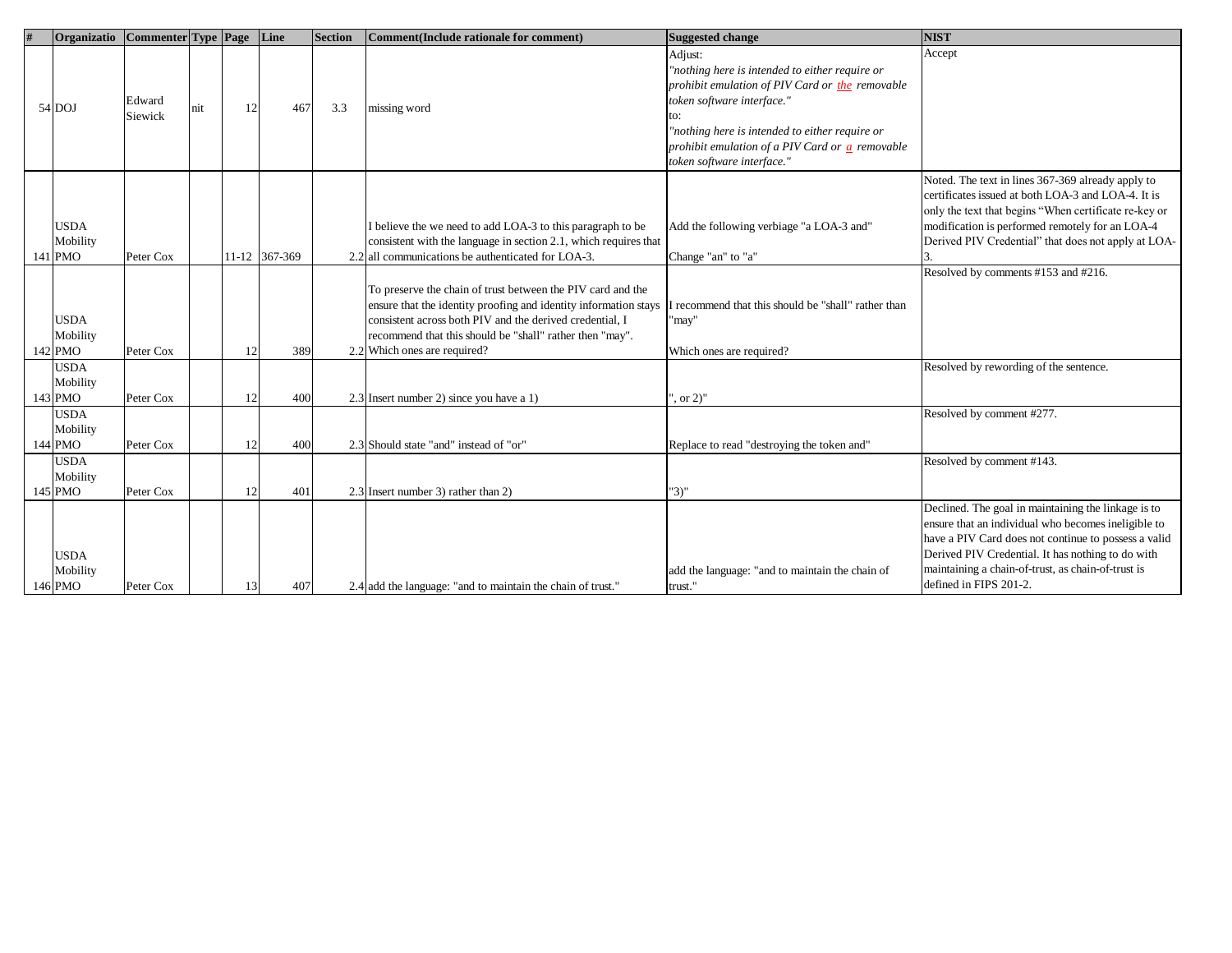| # | Organizatio | Commenter | Type | Page | Line | Section | Comment(Include rationale for comment) | Suggested change | NIST |
|---|---|---|---|---|---|---|---|---|---|
| 54 | DOJ | Edward Siewick | nit | 12 | 467 | 3.3 | missing word | Adjust: *"nothing here is intended to either require or prohibit emulation of PIV Card or the removable token software interface."* to: *"nothing here is intended to either require or prohibit emulation of a PIV Card or a removable token software interface."* | Accept |
| 141 | USDA Mobility PMO | Peter Cox | | 11-12 | 367-369 | 2.2 | I believe the we need to add LOA-3 to this paragraph to be consistent with the language in section 2.1, which requires that all communications be authenticated for LOA-3. | Add the following verbiage "a LOA-3 and" Change "an" to "a" | Noted. The text in lines 367-369 already apply to certificates issued at both LOA-3 and LOA-4. It is only the text that begins "When certificate re-key or modification is performed remotely for an LOA-4 Derived PIV Credential" that does not apply at LOA-3. |
| 142 | USDA Mobility PMO | Peter Cox | | 12 | 389 | 2.2 | To preserve the chain of trust between the PIV card and the ensure that the identity proofing and identity information stays consistent across both PIV and the derived credential, I recommend that this should be "shall" rather then "may". Which ones are required? | I recommend that this should be "shall" rather than "may" Which ones are required? | Resolved by comments #153 and #216. |
| 143 | USDA Mobility PMO | Peter Cox | | 12 | 400 | 2.3 | Insert number 2) since you have a 1) | ", or 2)" | Resolved by rewording of the sentence. |
| 144 | USDA Mobility PMO | Peter Cox | | 12 | 400 | 2.3 | Should state "and" instead of "or" | Replace to read "destroying the token and" | Resolved by comment #277. |
| 145 | USDA Mobility PMO | Peter Cox | | 12 | 401 | 2.3 | Insert number 3) rather than 2) | "3)" | Resolved by comment #143. |
| 146 | USDA Mobility PMO | Peter Cox | | 13 | 407 | 2.4 | add the language: "and to maintain the chain of trust." | add the language: "and to maintain the chain of trust." | Declined. The goal in maintaining the linkage is to ensure that an individual who becomes ineligible to have a PIV Card does not continue to possess a valid Derived PIV Credential. It has nothing to do with maintaining a chain-of-trust, as chain-of-trust is defined in FIPS 201-2. |